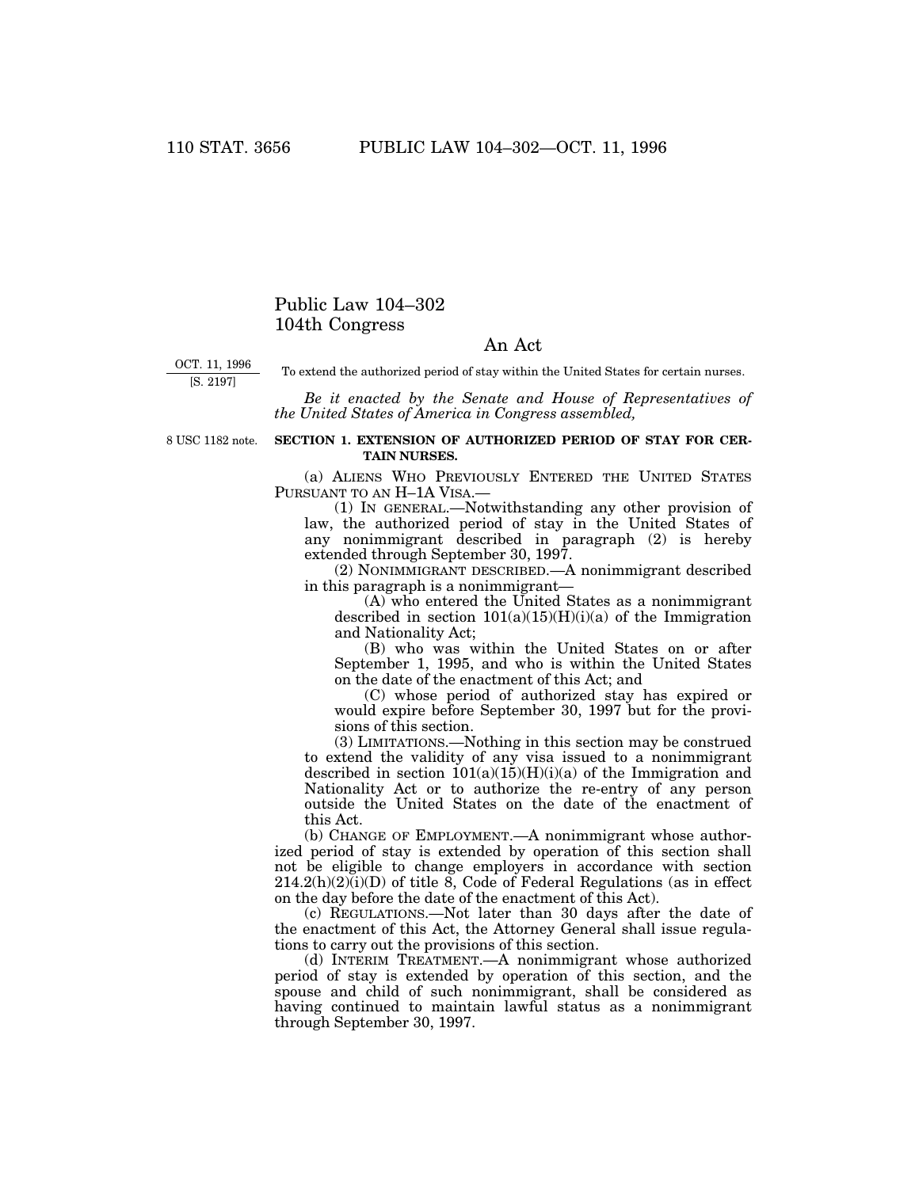# Public Law 104–302
## 104th Congress

### An Act

OCT. 11, 1996
[S. 2197]

To extend the authorized period of stay within the United States for certain nurses.

*Be it enacted by the Senate and House of Representatives of the United States of America in Congress assembled,*

8 USC 1182 note.

**SECTION 1. EXTENSION OF AUTHORIZED PERIOD OF STAY FOR CERTAIN NURSES.**

(a) ALIENS WHO PREVIOUSLY ENTERED THE UNITED STATES PURSUANT TO AN H–1A VISA.—

(1) IN GENERAL.—Notwithstanding any other provision of law, the authorized period of stay in the United States of any nonimmigrant described in paragraph (2) is hereby extended through September 30, 1997.

(2) NONIMMIGRANT DESCRIBED.—A nonimmigrant described in this paragraph is a nonimmigrant—

(A) who entered the United States as a nonimmigrant described in section 101(a)(15)(H)(i)(a) of the Immigration and Nationality Act;

(B) who was within the United States on or after September 1, 1995, and who is within the United States on the date of the enactment of this Act; and

(C) whose period of authorized stay has expired or would expire before September 30, 1997 but for the provisions of this section.

(3) LIMITATIONS.—Nothing in this section may be construed to extend the validity of any visa issued to a nonimmigrant described in section 101(a)(15)(H)(i)(a) of the Immigration and Nationality Act or to authorize the re-entry of any person outside the United States on the date of the enactment of this Act.

(b) CHANGE OF EMPLOYMENT.—A nonimmigrant whose authorized period of stay is extended by operation of this section shall not be eligible to change employers in accordance with section 214.2(h)(2)(i)(D) of title 8, Code of Federal Regulations (as in effect on the day before the date of the enactment of this Act).

(c) REGULATIONS.—Not later than 30 days after the date of the enactment of this Act, the Attorney General shall issue regulations to carry out the provisions of this section.

(d) INTERIM TREATMENT.—A nonimmigrant whose authorized period of stay is extended by operation of this section, and the spouse and child of such nonimmigrant, shall be considered as having continued to maintain lawful status as a nonimmigrant through September 30, 1997.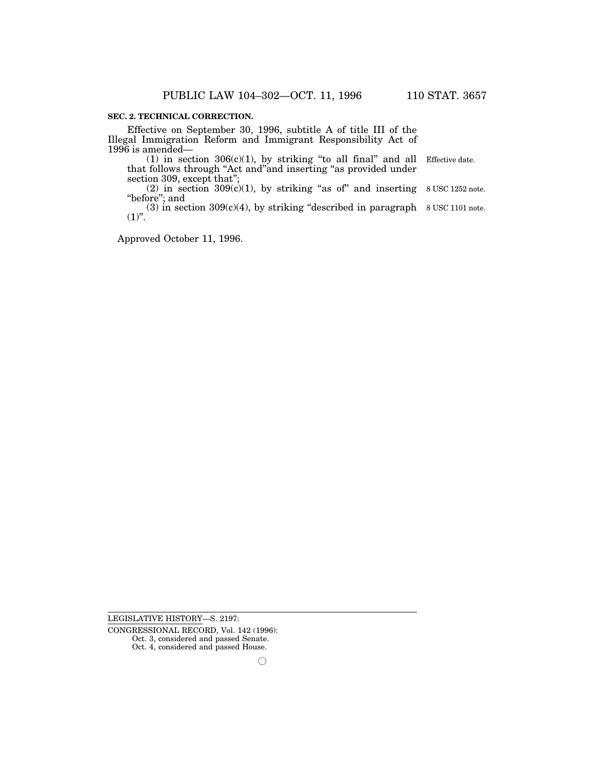**SEC. 2. TECHNICAL CORRECTION.**

Effective on September 30, 1996, subtitle A of title III of the Illegal Immigration Reform and Immigrant Responsibility Act of 1996 is amended—

(1) in section 306(c)(1), by striking "to all final" and all that follows through "Act and"and inserting "as provided under section 309, except that"; Effective date.

(2) in section 309(c)(1), by striking "as of" and inserting "before"; and 8 USC 1252 note.

(3) in section 309(c)(4), by striking "described in paragraph (1)". 8 USC 1101 note.

Approved October 11, 1996.

---

LEGISLATIVE HISTORY—S. 2197:

CONGRESSIONAL RECORD, Vol. 142 (1996):
Oct. 3, considered and passed Senate.
Oct. 4, considered and passed House.

○